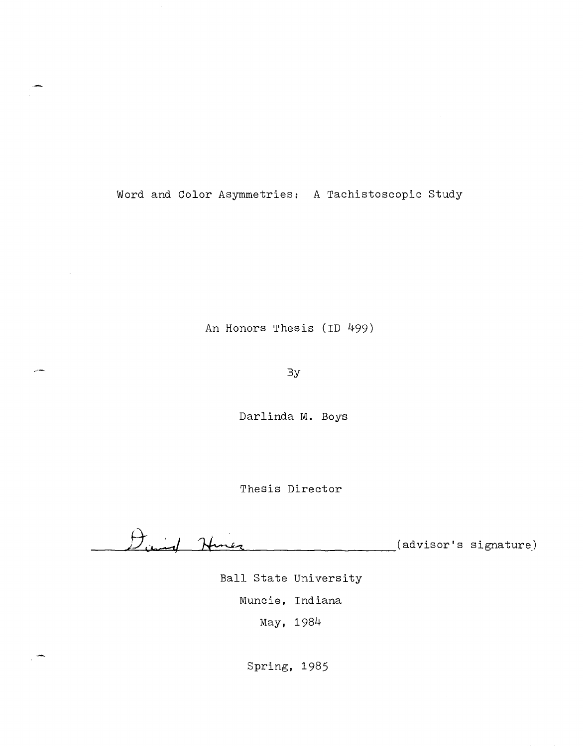# Word and Color Asymmetries: A Tachistoscopic Study

An Honors Thesis (ID 499)

By

Darlinda M. Boys

Thesis Director

David Hines (advisor's signature)

Ball State University

Muncie, Indiana

May, 1984

Spring, 1985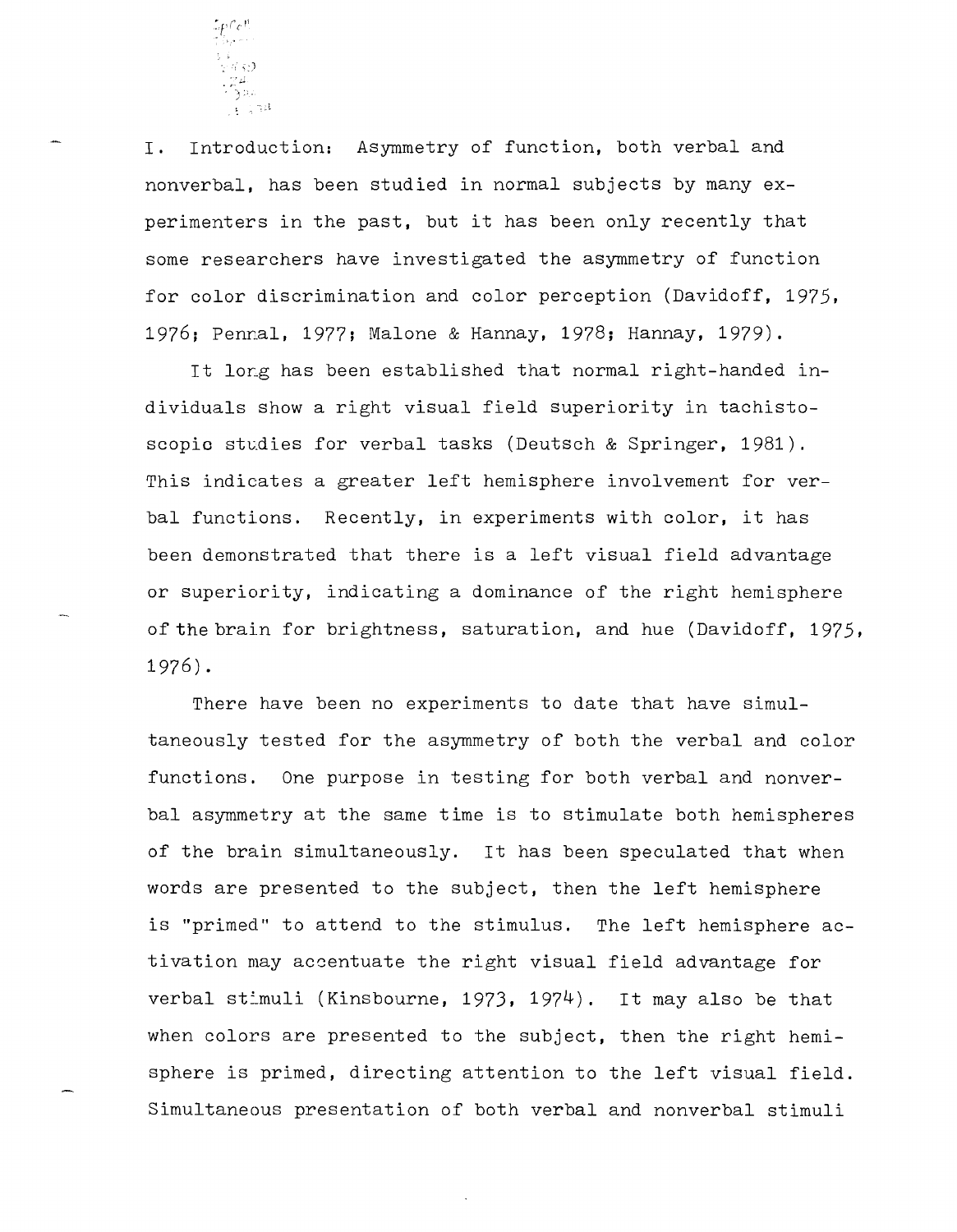I. Introduction: Asymmetry of function, both verbal and nonverbal, has been studied in normal subjects by many experimenters in the past, but it has been only recently that some researchers have investigated the asymmetry of function for color discrimination and color perception (Davidoff, 1975, 1976; Pennal, 1977; Malone & Hannay, 1978; Hannay, 1979).

It long has been established that normal right-handed individuals show a right visual field superiority in tachistoscopic studies for verbal tasks (Deutsch & Springer, 1981). This indicates a greater left hemisphere involvement for verbal functions. Recently, in experiments with color, it has been demonstrated that there is a left visual field advantage or superiority, indicating a dominance of the right hemisphere of the brain for brightness, saturation, and hue (Davidoff, 1975, 1976).

There have been no experiments to date that have simultaneously tested for the asymmetry of both the verbal and color functions. One purpose in testing for both verbal and nonverbal asymmetry at the same time is to stimulate both hemispheres of the brain simultaneously. It has been speculated that when words are presented to the subject, then the left hemisphere is "primed" to attend to the stimulus. The left hemisphere activation may accentuate the right visual field advantage for verbal stimuli (Kinsbourne, 1973, 1974). It may also be that when colors are presented to the subject, then the right hemisphere is primed, directing attention to the left visual field. Simultaneous presentation of both verbal and nonverbal stimuli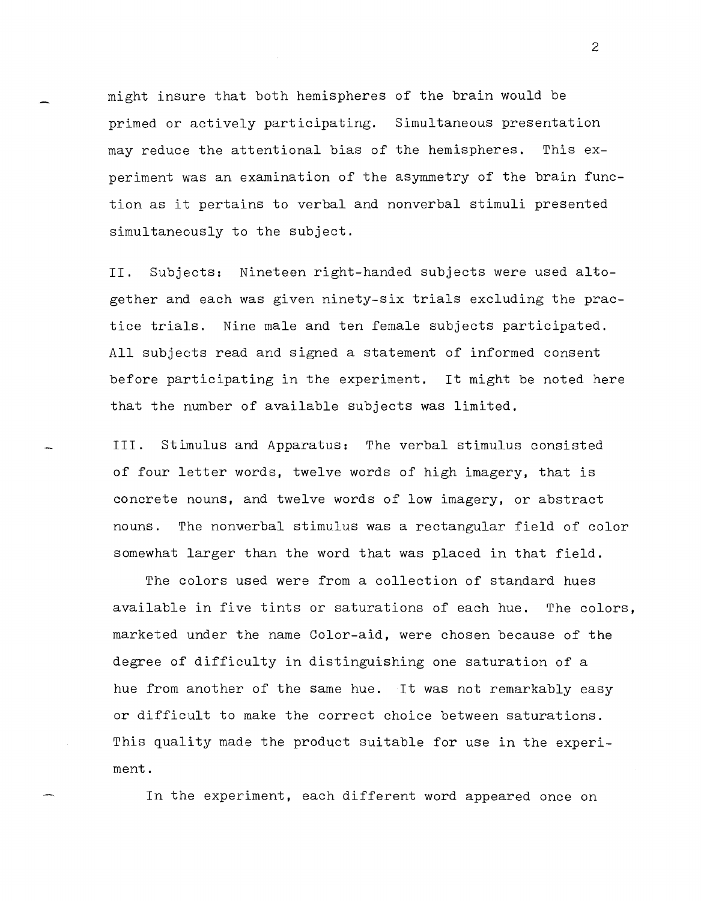might insure that both hemispheres of the brain would be primed or actively participating. Simultaneous presentation may reduce the attentional bias of the hemispheres. This experiment was an examination of the asymmetry of the brain function as it pertains to verbal and nonverbal stimuli presented simultaneously to the subject.

II. Subjects: Nineteen right-handed subjects were used altogether and each was given ninety-six trials excluding the practice trials. Nine male and ten female subjects participated. All subjects read and signed a statement of informed consent before participating in the experiment. It might be noted here that the number of available subjects was limited.

III. Stimulus and Apparatus: The verbal stimulus consisted of four letter words, twelve words of high imagery, that is concrete nouns, and twelve words of low imagery, or abstract nouns. The nonverbal stimulus was a rectangular field of color somewhat larger than the word that was placed in that field.

The colors used were from a collection of standard hues available in five tints or saturations of each hue. The colors, marketed under the name Color-aid, were chosen because of the degree of difficulty in distinguishing one saturation of a hue from another of the same hue. It was not remarkably easy or difficult to make the correct choice between saturations. This quality made the product suitable for use in the experiment.

In the experiment, each different word appeared once on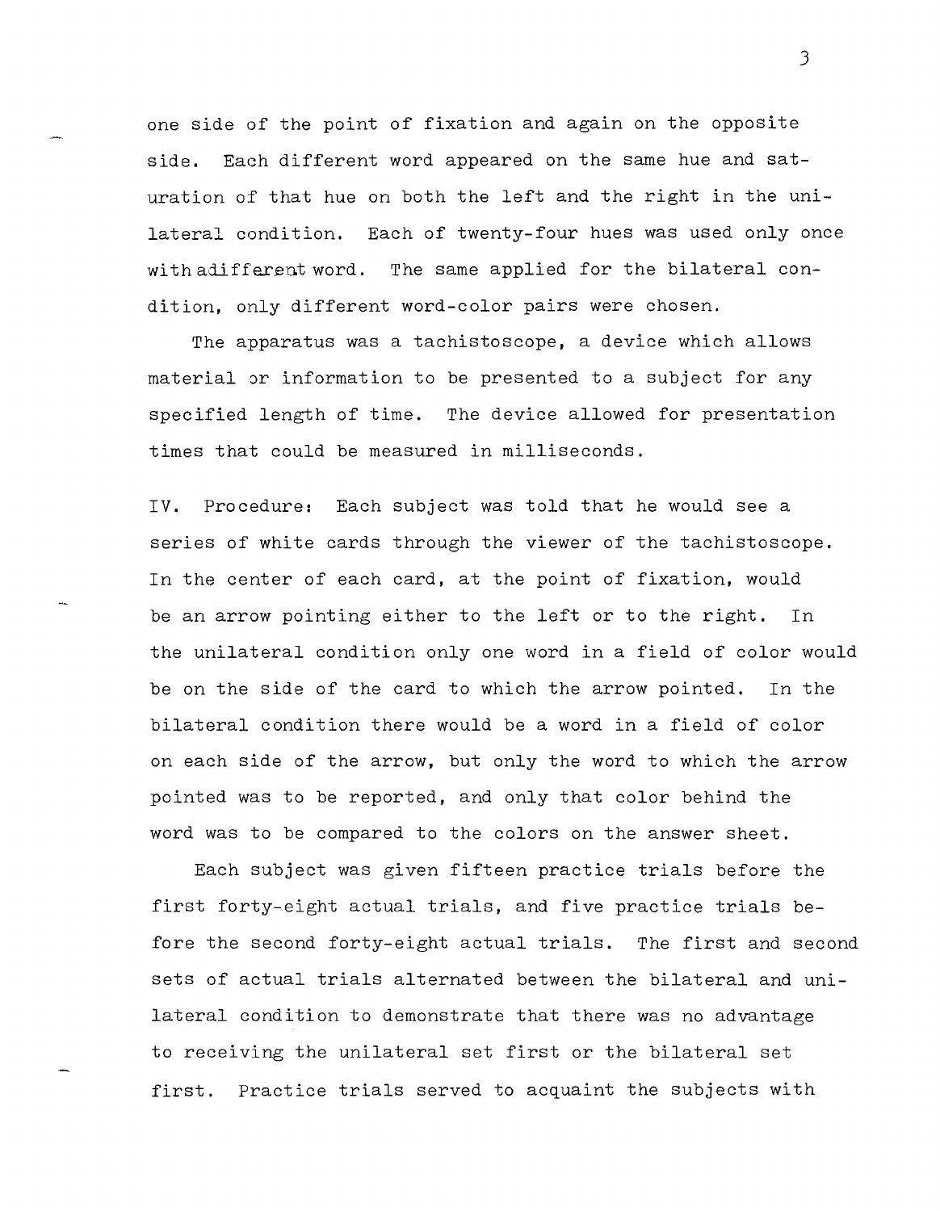one side of the point of fixation and again on the opposite side. Each different word appeared on the same hue and saturation of that hue on both the left and the right in the unilateral condition. Each of twenty-four hues was used only once with a different word. The same applied for the bilateral condition, only different word-color pairs were chosen.

The apparatus was a tachistoscope, a device which allows material or information to be presented to a subject for any specified length of time. The device allowed for presentation times that could be measured in milliseconds.

IV. Procedure: Each subject was told that he would see a series of white cards through the viewer of the tachistoscope. In the center of each card, at the point of fixation, would be an arrow pointing either to the left or to the right. In the unilateral condition only one word in a field of color would be on the side of the card to which the arrow pointed. In the bilateral condition there would be a word in a field of color on each side of the arrow, but only the word to which the arrow pointed was to be reported, and only that color behind the word was to be compared to the colors on the answer sheet.

Each subject was given fifteen practice trials before the first forty-eight actual trials, and five practice trials before the second forty-eight actual trials. The first and second sets of actual trials alternated between the bilateral and unilateral condition to demonstrate that there was no advantage to receiving the unilateral set first or the bilateral set first. Practice trials served to acquaint the subjects with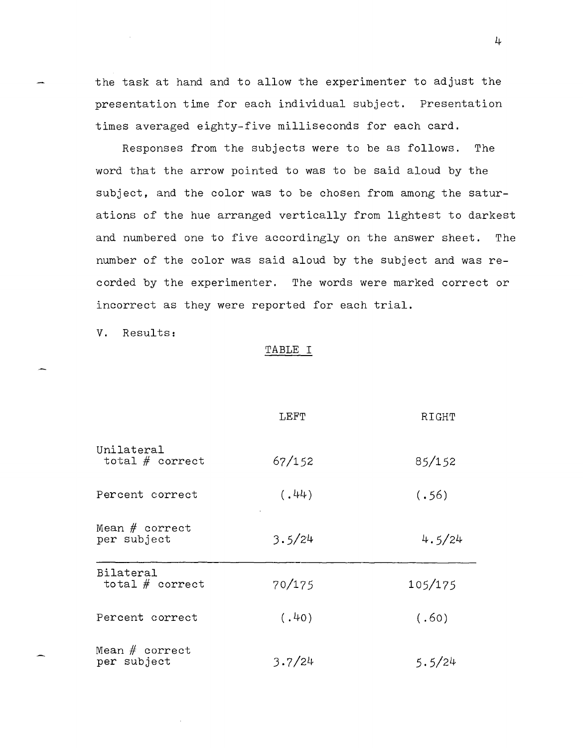the task at hand and to allow the experimenter to adjust the presentation time for each individual subject. Presentation times averaged eighty-five milliseconds for each card.

Responses from the subjects were to be as follows. The word that the arrow pointed to was to be said aloud by the subject, and the color was to be chosen from among the saturations of the hue arranged vertically from lightest to darkest and numbered one to five accordingly on the answer sheet. The number of the color was said aloud by the subject and was recorded by the experimenter. The words were marked correct or incorrect as they were reported for each trial.

V. Results:

TABLE I

| | LEFT | RIGHT |
|---|---|---|
| Unilateral total # correct | 67/152 | 85/152 |
| Percent correct | (.44) | (.56) |
| Mean # correct per subject | 3.5/24 | 4.5/24 |
| Bilateral total # correct | 70/175 | 105/175 |
| Percent correct | (.40) | (.60) |
| Mean # correct per subject | 3.7/24 | 5.5/24 |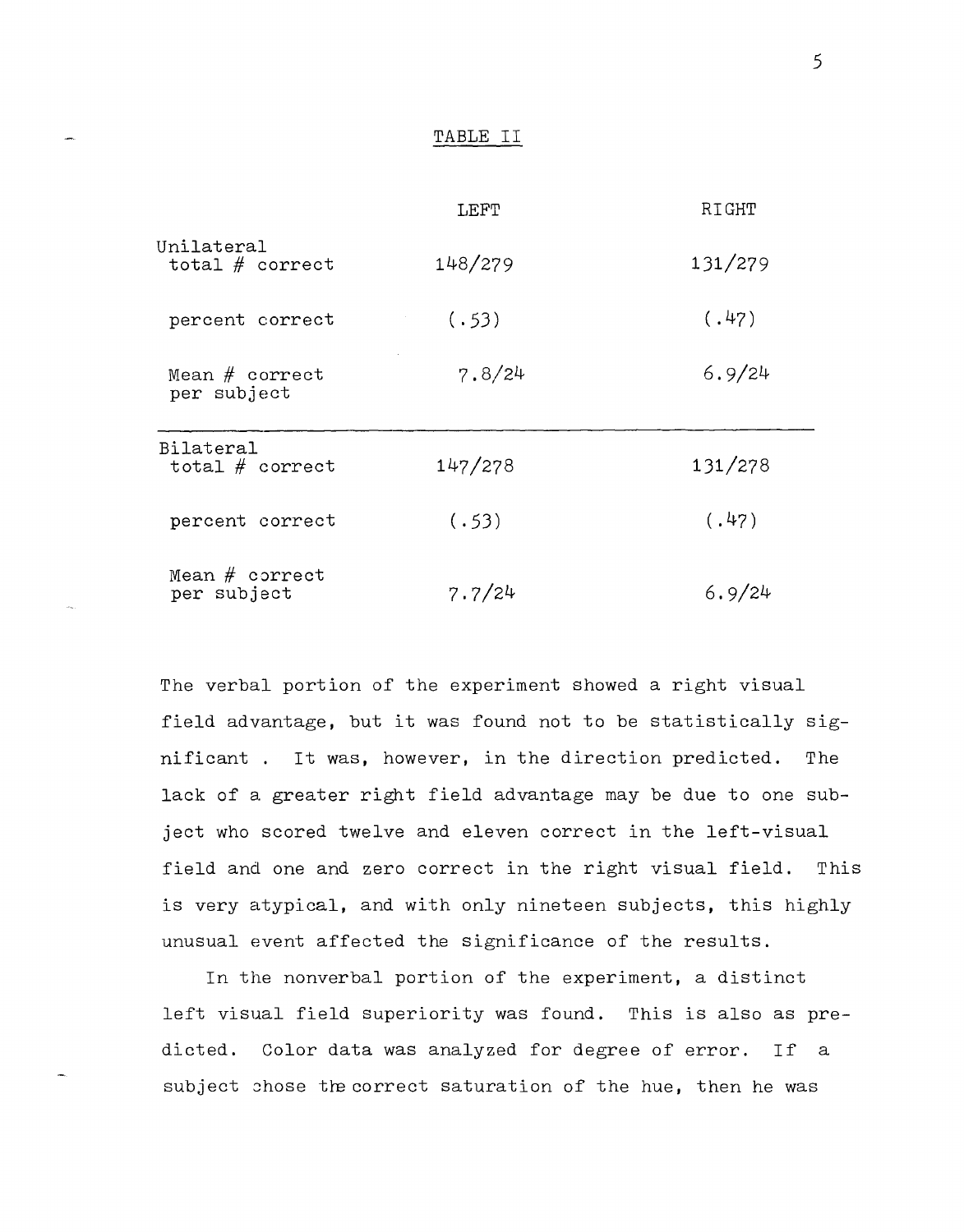TABLE II

| | LEFT | RIGHT |
|---|---|---|
| Unilateral total # correct | 148/279 | 131/279 |
| percent correct | (.53) | (.47) |
| Mean # correct per subject | 7.8/24 | 6.9/24 |
| Bilateral total # correct | 147/278 | 131/278 |
| percent correct | (.53) | (.47) |
| Mean # correct per subject | 7.7/24 | 6.9/24 |

The verbal portion of the experiment showed a right visual field advantage, but it was found not to be statistically significant . It was, however, in the direction predicted. The lack of a greater right field advantage may be due to one subject who scored twelve and eleven correct in the left-visual field and one and zero correct in the right visual field. This is very atypical, and with only nineteen subjects, this highly unusual event affected the significance of the results.

In the nonverbal portion of the experiment, a distinct left visual field superiority was found. This is also as predicted. Color data was analyzed for degree of error. If a subject chose the correct saturation of the hue, then he was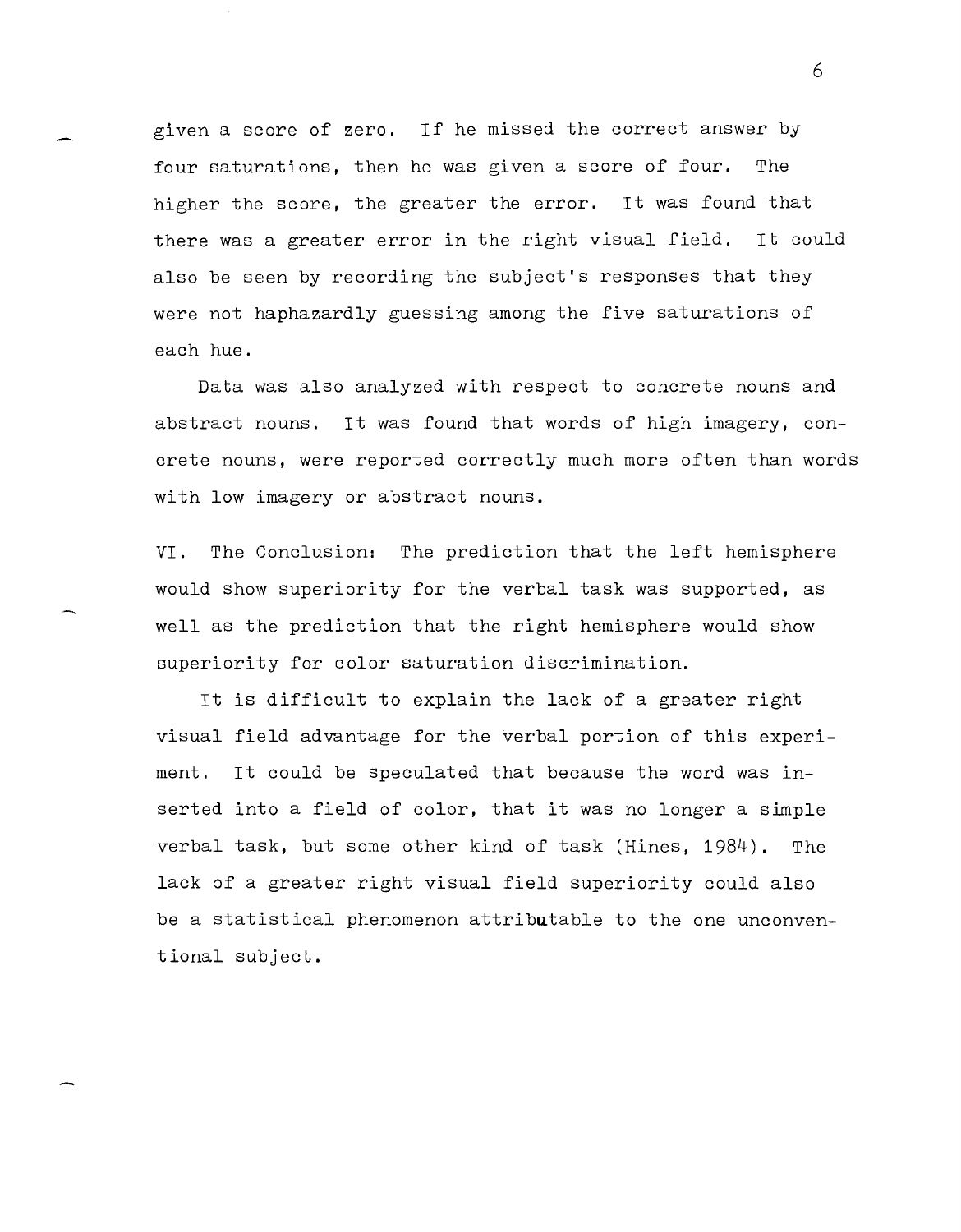given a score of zero. If he missed the correct answer by four saturations, then he was given a score of four. The higher the score, the greater the error. It was found that there was a greater error in the right visual field. It could also be seen by recording the subject's responses that they were not haphazardly guessing among the five saturations of each hue.

Data was also analyzed with respect to concrete nouns and abstract nouns. It was found that words of high imagery, concrete nouns, were reported correctly much more often than words with low imagery or abstract nouns.

VI. The Conclusion: The prediction that the left hemisphere would show superiority for the verbal task was supported, as well as the prediction that the right hemisphere would show superiority for color saturation discrimination.

It is difficult to explain the lack of a greater right visual field advantage for the verbal portion of this experiment. It could be speculated that because the word was inserted into a field of color, that it was no longer a simple verbal task, but some other kind of task (Hines, 1984). The lack of a greater right visual field superiority could also be a statistical phenomenon attributable to the one unconventional subject.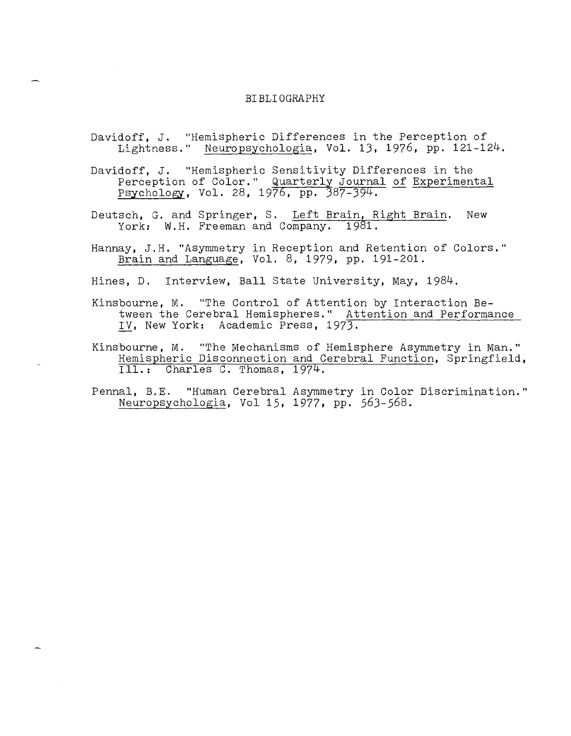# BIBLIOGRAPHY

Davidoff, J. "Hemispheric Differences in the Perception of Lightness." Neuropsychologia, Vol. 13, 1976, pp. 121-124.

Davidoff, J. "Hemispheric Sensitivity Differences in the Perception of Color." Quarterly Journal of Experimental Psychology, Vol. 28, 1976, pp. 387-394.

Deutsch, G. and Springer, S. Left Brain, Right Brain. New York: W.H. Freeman and Company. 1981.

Hannay, J.H. "Asymmetry in Reception and Retention of Colors." Brain and Language, Vol. 8, 1979, pp. 191-201.

Hines, D. Interview, Ball State University, May, 1984.

Kinsbourne, M. "The Control of Attention by Interaction Between the Cerebral Hemispheres." Attention and Performance IV, New York: Academic Press, 1973.

Kinsbourne, M. "The Mechanisms of Hemisphere Asymmetry in Man." Hemispheric Disconnection and Cerebral Function, Springfield, Ill.: Charles C. Thomas, 1974.

Pennal, B.E. "Human Cerebral Asymmetry in Color Discrimination." Neuropsychologia, Vol 15, 1977, pp. 563-568.